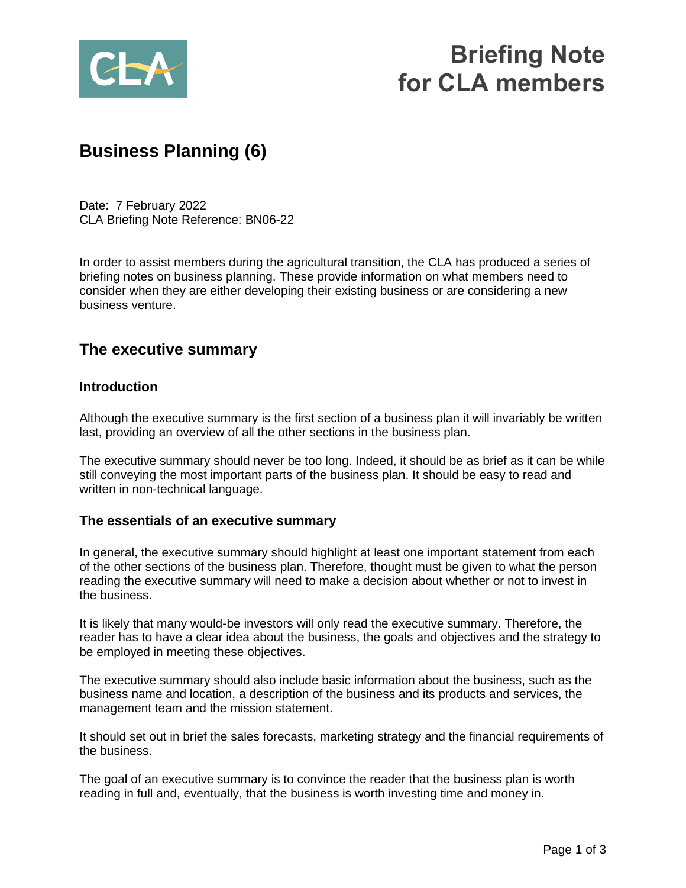# Briefing Note for CLA members

## Business Planning (6)

Date: 7 February 2022
CLA Briefing Note Reference: BN06-22

In order to assist members during the agricultural transition, the CLA has produced a series of briefing notes on business planning. These provide information on what members need to consider when they are either developing their existing business or are considering a new business venture.

## The executive summary

### Introduction

Although the executive summary is the first section of a business plan it will invariably be written last, providing an overview of all the other sections in the business plan.

The executive summary should never be too long. Indeed, it should be as brief as it can be while still conveying the most important parts of the business plan. It should be easy to read and written in non-technical language.

### The essentials of an executive summary

In general, the executive summary should highlight at least one important statement from each of the other sections of the business plan. Therefore, thought must be given to what the person reading the executive summary will need to make a decision about whether or not to invest in the business.

It is likely that many would-be investors will only read the executive summary. Therefore, the reader has to have a clear idea about the business, the goals and objectives and the strategy to be employed in meeting these objectives.

The executive summary should also include basic information about the business, such as the business name and location, a description of the business and its products and services, the management team and the mission statement.

It should set out in brief the sales forecasts, marketing strategy and the financial requirements of the business.

The goal of an executive summary is to convince the reader that the business plan is worth reading in full and, eventually, that the business is worth investing time and money in.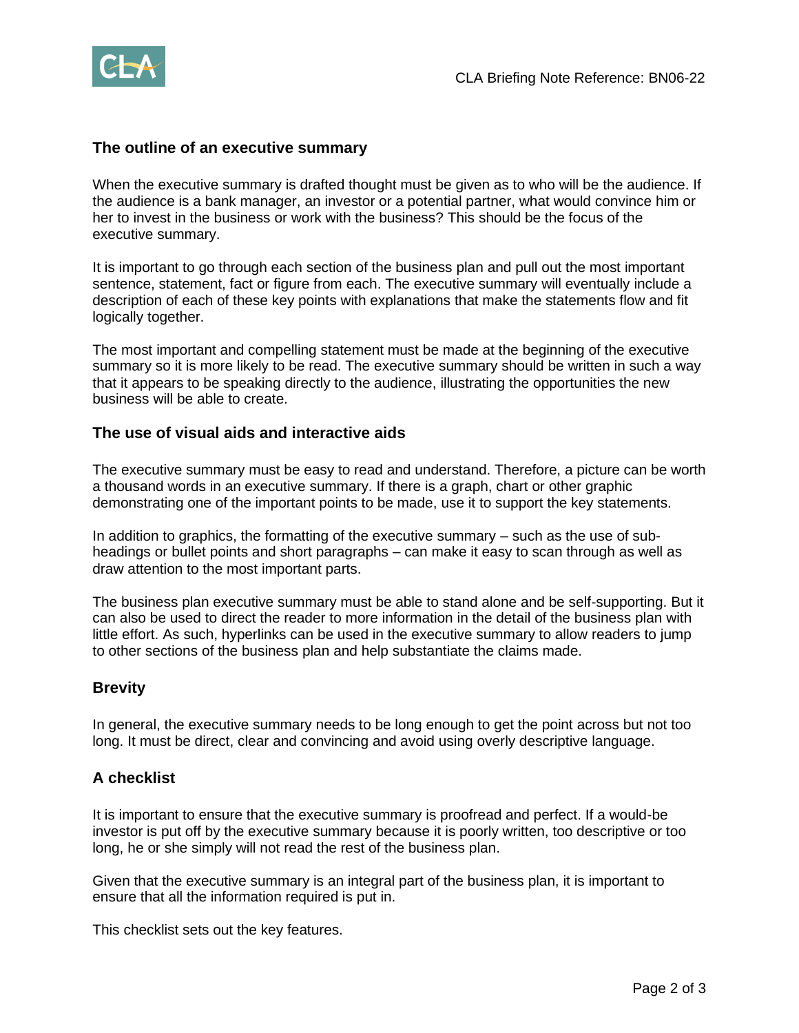## The outline of an executive summary

When the executive summary is drafted thought must be given as to who will be the audience. If the audience is a bank manager, an investor or a potential partner, what would convince him or her to invest in the business or work with the business? This should be the focus of the executive summary.

It is important to go through each section of the business plan and pull out the most important sentence, statement, fact or figure from each. The executive summary will eventually include a description of each of these key points with explanations that make the statements flow and fit logically together.

The most important and compelling statement must be made at the beginning of the executive summary so it is more likely to be read. The executive summary should be written in such a way that it appears to be speaking directly to the audience, illustrating the opportunities the new business will be able to create.

## The use of visual aids and interactive aids

The executive summary must be easy to read and understand. Therefore, a picture can be worth a thousand words in an executive summary. If there is a graph, chart or other graphic demonstrating one of the important points to be made, use it to support the key statements.

In addition to graphics, the formatting of the executive summary – such as the use of sub-headings or bullet points and short paragraphs – can make it easy to scan through as well as draw attention to the most important parts.

The business plan executive summary must be able to stand alone and be self-supporting. But it can also be used to direct the reader to more information in the detail of the business plan with little effort. As such, hyperlinks can be used in the executive summary to allow readers to jump to other sections of the business plan and help substantiate the claims made.

## Brevity

In general, the executive summary needs to be long enough to get the point across but not too long. It must be direct, clear and convincing and avoid using overly descriptive language.

## A checklist

It is important to ensure that the executive summary is proofread and perfect. If a would-be investor is put off by the executive summary because it is poorly written, too descriptive or too long, he or she simply will not read the rest of the business plan.

Given that the executive summary is an integral part of the business plan, it is important to ensure that all the information required is put in.

This checklist sets out the key features.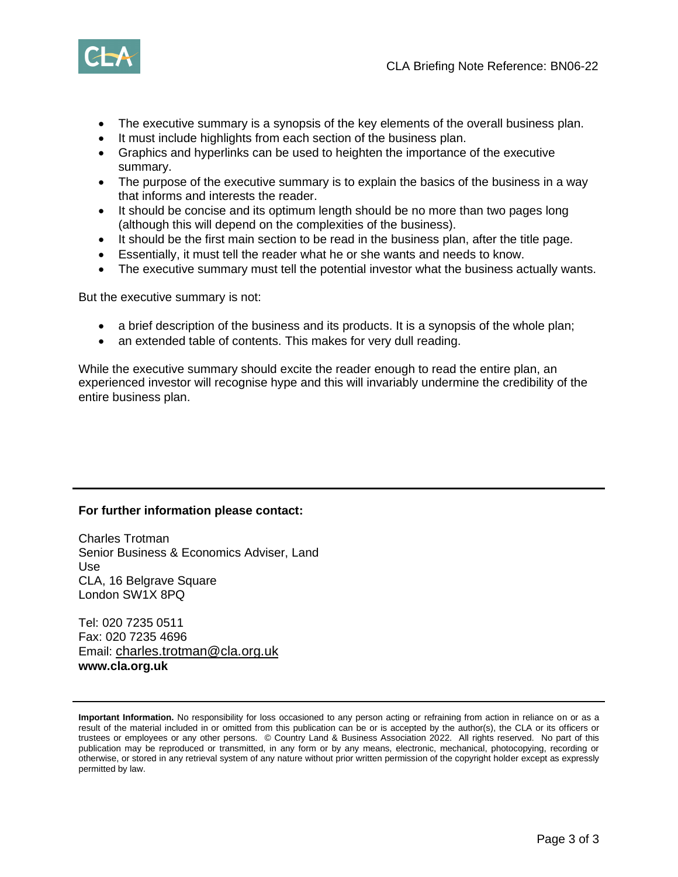- The executive summary is a synopsis of the key elements of the overall business plan.
- It must include highlights from each section of the business plan.
- Graphics and hyperlinks can be used to heighten the importance of the executive summary.
- The purpose of the executive summary is to explain the basics of the business in a way that informs and interests the reader.
- It should be concise and its optimum length should be no more than two pages long (although this will depend on the complexities of the business).
- It should be the first main section to be read in the business plan, after the title page.
- Essentially, it must tell the reader what he or she wants and needs to know.
- The executive summary must tell the potential investor what the business actually wants.

But the executive summary is not:

- a brief description of the business and its products. It is a synopsis of the whole plan;
- an extended table of contents. This makes for very dull reading.

While the executive summary should excite the reader enough to read the entire plan, an experienced investor will recognise hype and this will invariably undermine the credibility of the entire business plan.

---

**For further information please contact:**

Charles Trotman
Senior Business & Economics Adviser, Land Use
CLA, 16 Belgrave Square
London SW1X 8PQ

Tel: 020 7235 0511
Fax: 020 7235 4696
Email: charles.trotman@cla.org.uk
**www.cla.org.uk**

---

**Important Information.** No responsibility for loss occasioned to any person acting or refraining from action in reliance on or as a result of the material included in or omitted from this publication can be or is accepted by the author(s), the CLA or its officers or trustees or employees or any other persons. © Country Land & Business Association 2022. All rights reserved. No part of this publication may be reproduced or transmitted, in any form or by any means, electronic, mechanical, photocopying, recording or otherwise, or stored in any retrieval system of any nature without prior written permission of the copyright holder except as expressly permitted by law.